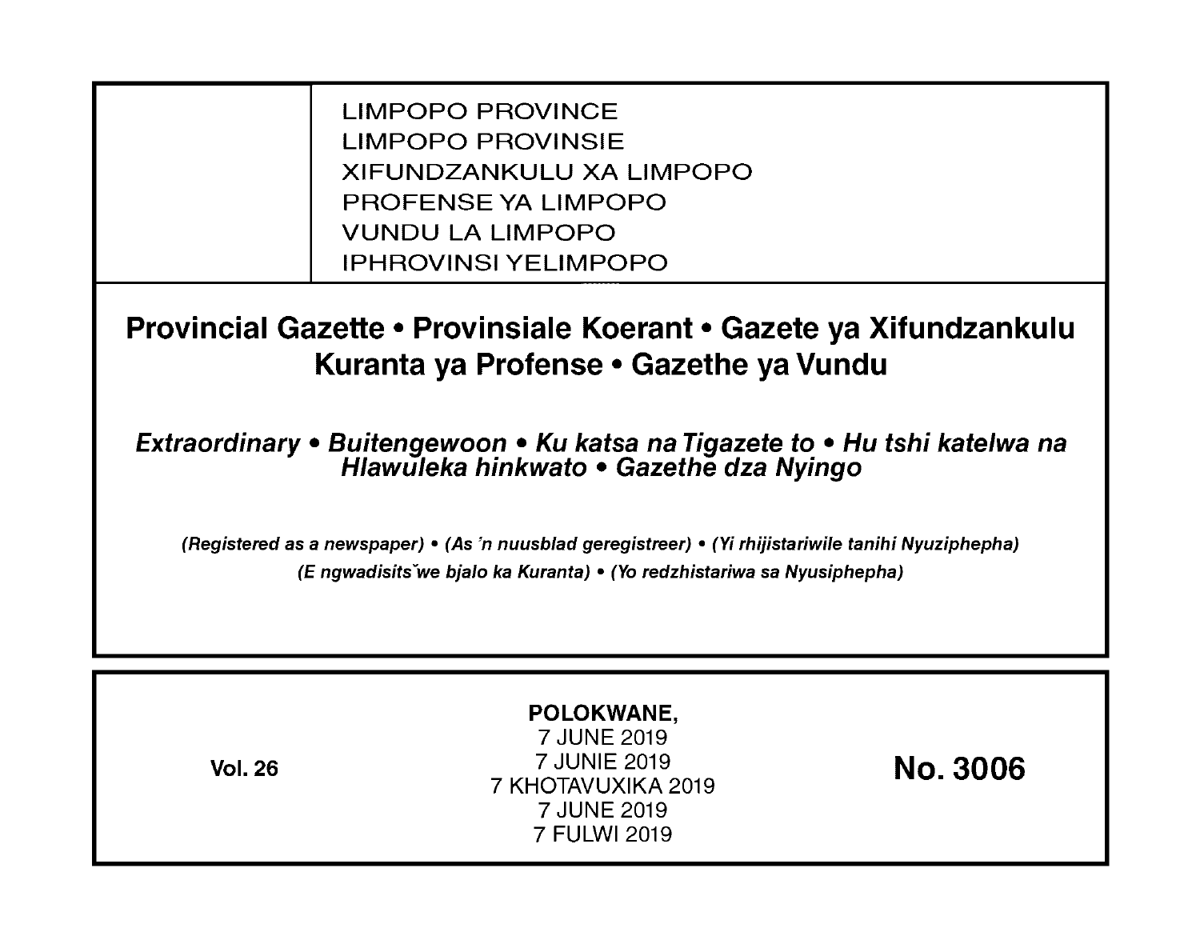LIMPOPO PROVINCE
LIMPOPO PROVINSIE
XIFUNDZANKULU XA LIMPOPO
PROFENSE YA LIMPOPO
VUNDU LA LIMPOPO
IPHROVINSI YELIMPOPO

# Provincial Gazette • Provinsiale Koerant • Gazete ya Xifundzankulu Kuranta ya Profense • Gazethe ya Vundu

***Extraordinary • Buitengewoon • Ku katsa na Tigazete to • Hu tshi katelwa na Hlawuleka hinkwato • Gazethe dza Nyingo***

***(Registered as a newspaper) • (As 'n nuusblad geregistreer) • (Yi rhijistariwile tanihi Nyuziphepha) (E ngwadisitšwe bjalo ka Kuranta) • (Yo redzhistariwa sa Nyusiphepha)***

**Vol. 26**

**POLOKWANE,**
7 JUNE 2019
7 JUNIE 2019
7 KHOTAVUXIKA 2019
7 JUNE 2019
7 FULWI 2019

**No. 3006**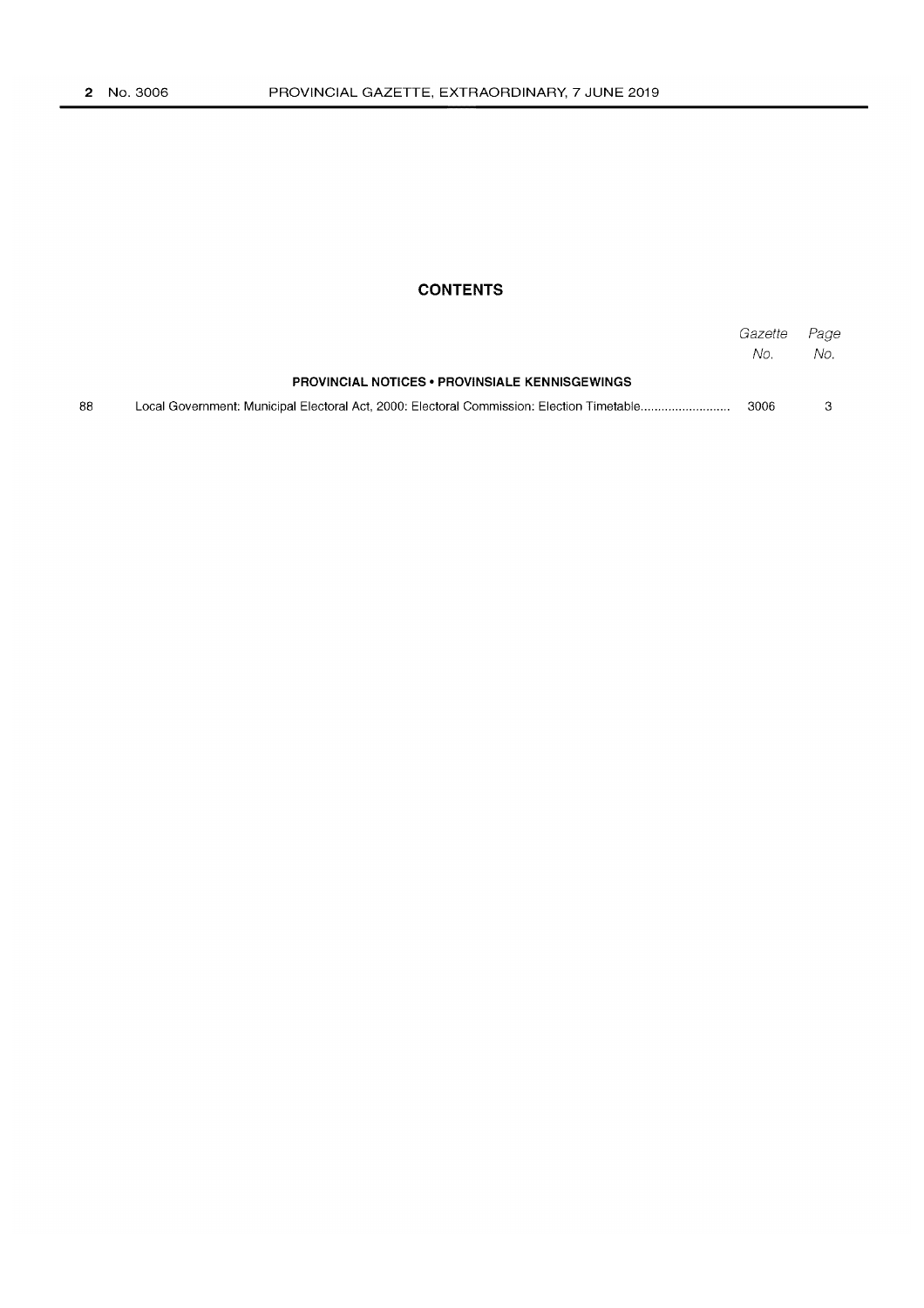## CONTENTS

| | | Gazette No. | Page No. |
|---|---|---|---|
| | **PROVINCIAL NOTICES • PROVINSIALE KENNISGEWINGS** | | |
| 88 | Local Government: Municipal Electoral Act, 2000: Electoral Commission: Election Timetable.......................... | 3006 | 3 |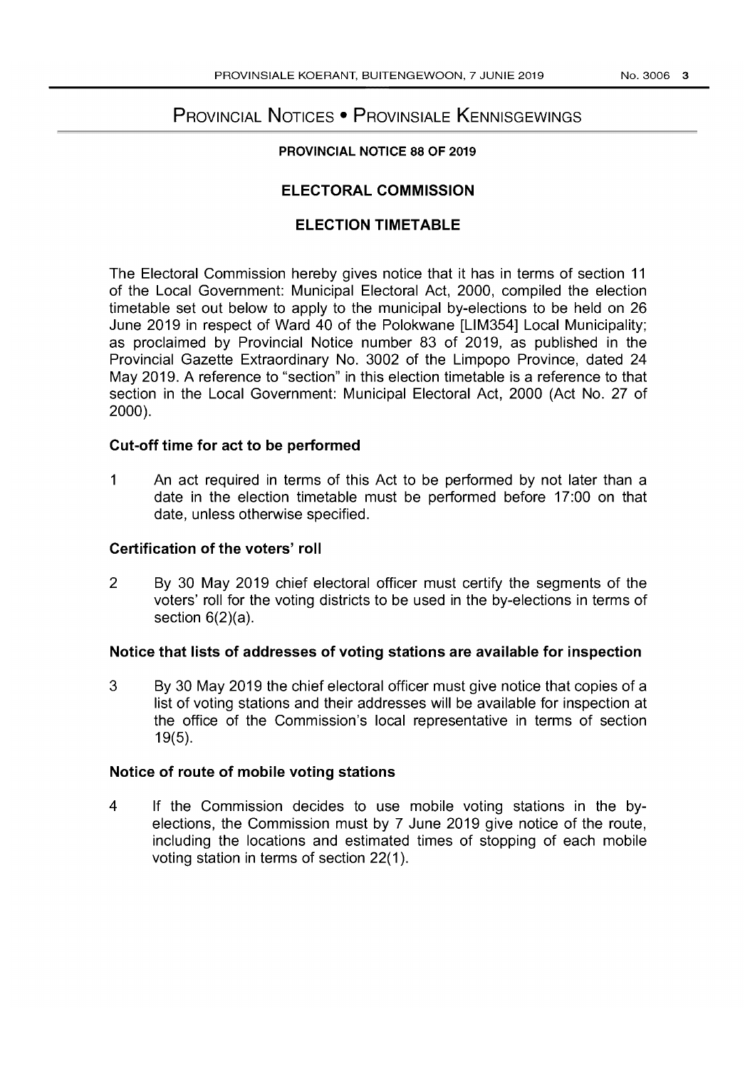# Provincial Notices • Provinsiale Kennisgewings

**PROVINCIAL NOTICE 88 OF 2019**

## ELECTORAL COMMISSION

## ELECTION TIMETABLE

The Electoral Commission hereby gives notice that it has in terms of section 11 of the Local Government: Municipal Electoral Act, 2000, compiled the election timetable set out below to apply to the municipal by-elections to be held on 26 June 2019 in respect of Ward 40 of the Polokwane [LIM354] Local Municipality; as proclaimed by Provincial Notice number 83 of 2019, as published in the Provincial Gazette Extraordinary No. 3002 of the Limpopo Province, dated 24 May 2019. A reference to "section" in this election timetable is a reference to that section in the Local Government: Municipal Electoral Act, 2000 (Act No. 27 of 2000).

### Cut-off time for act to be performed

1 An act required in terms of this Act to be performed by not later than a date in the election timetable must be performed before 17:00 on that date, unless otherwise specified.

### Certification of the voters' roll

2 By 30 May 2019 chief electoral officer must certify the segments of the voters' roll for the voting districts to be used in the by-elections in terms of section 6(2)(a).

### Notice that lists of addresses of voting stations are available for inspection

3 By 30 May 2019 the chief electoral officer must give notice that copies of a list of voting stations and their addresses will be available for inspection at the office of the Commission's local representative in terms of section 19(5).

### Notice of route of mobile voting stations

4 If the Commission decides to use mobile voting stations in the by-elections, the Commission must by 7 June 2019 give notice of the route, including the locations and estimated times of stopping of each mobile voting station in terms of section 22(1).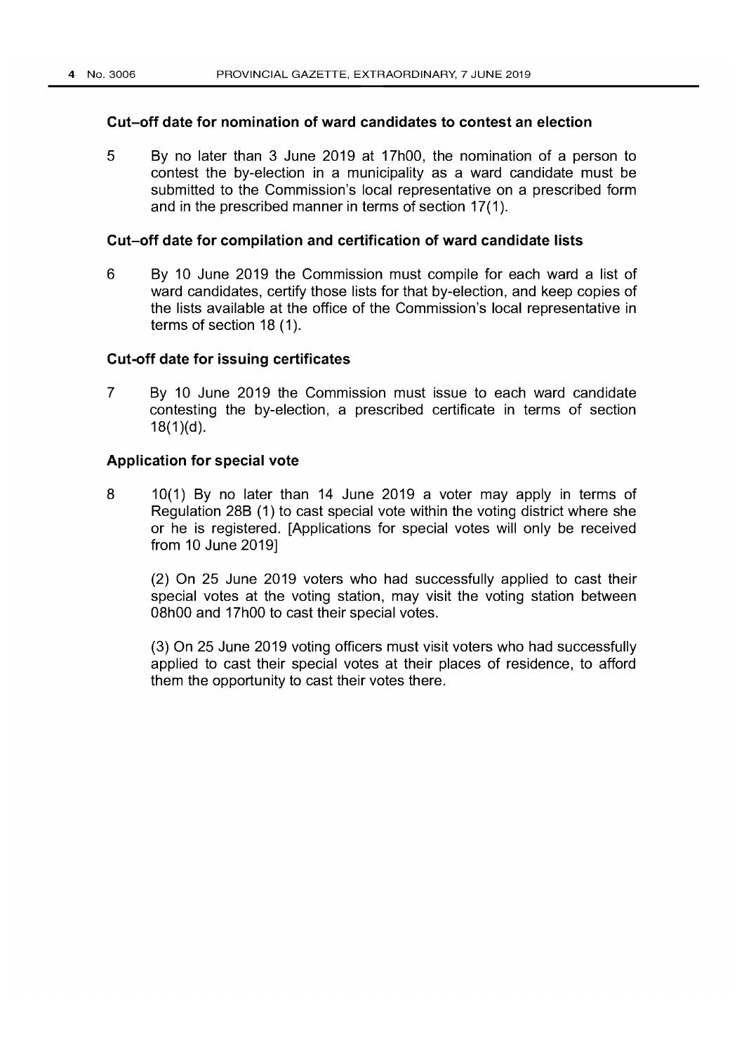### Cut–off date for nomination of ward candidates to contest an election

5 By no later than 3 June 2019 at 17h00, the nomination of a person to contest the by-election in a municipality as a ward candidate must be submitted to the Commission's local representative on a prescribed form and in the prescribed manner in terms of section 17(1).

### Cut–off date for compilation and certification of ward candidate lists

6 By 10 June 2019 the Commission must compile for each ward a list of ward candidates, certify those lists for that by-election, and keep copies of the lists available at the office of the Commission's local representative in terms of section 18 (1).

### Cut-off date for issuing certificates

7 By 10 June 2019 the Commission must issue to each ward candidate contesting the by-election, a prescribed certificate in terms of section 18(1)(d).

### Application for special vote

8 10(1) By no later than 14 June 2019 a voter may apply in terms of Regulation 28B (1) to cast special vote within the voting district where she or he is registered. [Applications for special votes will only be received from 10 June 2019]

(2) On 25 June 2019 voters who had successfully applied to cast their special votes at the voting station, may visit the voting station between 08h00 and 17h00 to cast their special votes.

(3) On 25 June 2019 voting officers must visit voters who had successfully applied to cast their special votes at their places of residence, to afford them the opportunity to cast their votes there.